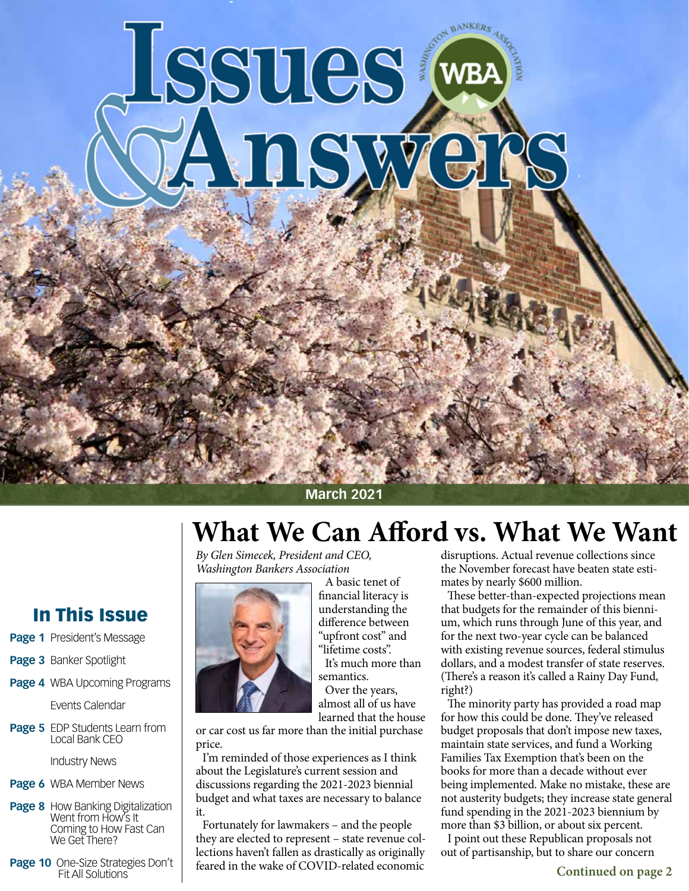# Issues & Answers

March 2021

## In This Issue

**Page 1** President's Message

**Page 3** Banker Spotlight

**Page 4** WBA Upcoming Programs

Events Calendar

**Page 5** EDP Students Learn from Local Bank CEO

Industry News

**Page 6** WBA Member News

**Page 8** How Banking Digitalization Went from How's It Coming to How Fast Can We Get There?

**Page 10** One-Size Strategies Don't Fit All Solutions

# What We Can Afford vs. What We Want

*By Glen Simecek, President and CEO, Washington Bankers Association*

A basic tenet of financial literacy is understanding the difference between "upfront cost" and "lifetime costs".

It's much more than semantics.

Over the years, almost all of us have learned that the house or car cost us far more than the initial purchase price.

I'm reminded of those experiences as I think about the Legislature's current session and discussions regarding the 2021-2023 biennial budget and what taxes are necessary to balance it.

Fortunately for lawmakers – and the people they are elected to represent – state revenue collections haven't fallen as drastically as originally feared in the wake of COVID-related economic disruptions. Actual revenue collections since the November forecast have beaten state estimates by nearly $600 million.

These better-than-expected projections mean that budgets for the remainder of this biennium, which runs through June of this year, and for the next two-year cycle can be balanced with existing revenue sources, federal stimulus dollars, and a modest transfer of state reserves. (There's a reason it's called a Rainy Day Fund, right?)

The minority party has provided a road map for how this could be done. They've released budget proposals that don't impose new taxes, maintain state services, and fund a Working Families Tax Exemption that's been on the books for more than a decade without ever being implemented. Make no mistake, these are not austerity budgets; they increase state general fund spending in the 2021-2023 biennium by more than $3 billion, or about six percent.

I point out these Republican proposals not out of partisanship, but to share our concern

**Continued on page 2**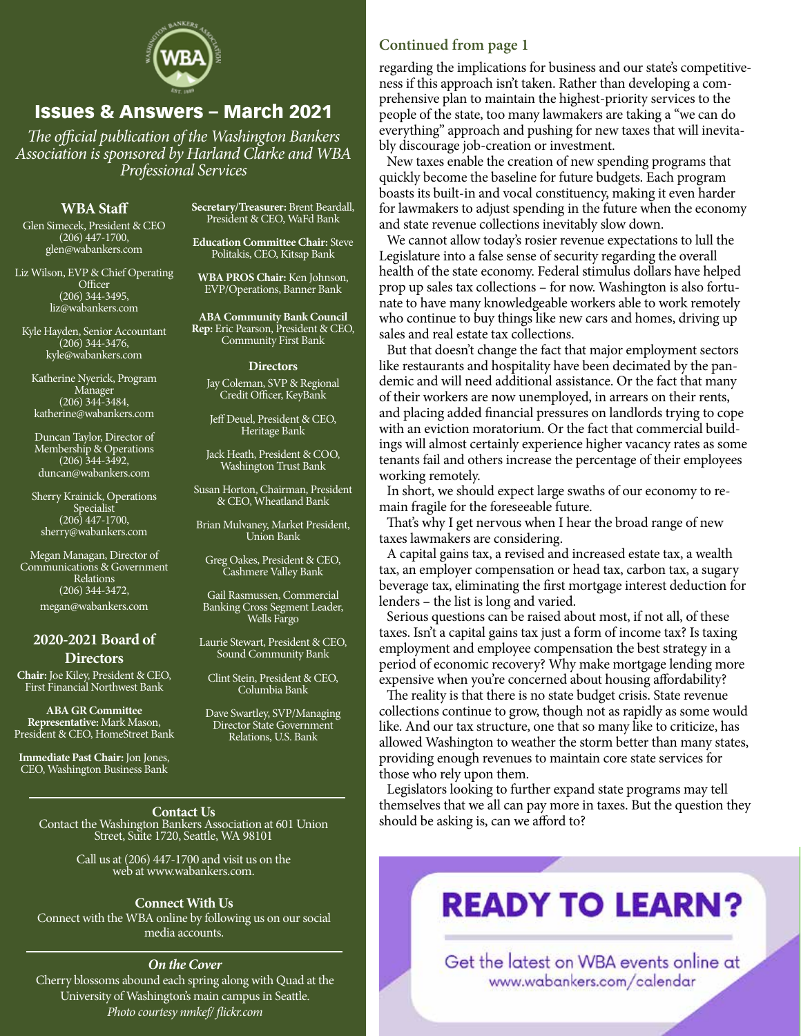# Issues & Answers – March 2021

*The official publication of the Washington Bankers Association is sponsored by Harland Clarke and WBA Professional Services*

## WBA Staff

Glen Simecek, President & CEO
(206) 447-1700,
glen@wabankers.com

Liz Wilson, EVP & Chief Operating Officer
(206) 344-3495,
liz@wabankers.com

Kyle Hayden, Senior Accountant
(206) 344-3476,
kyle@wabankers.com

Katherine Nyerick, Program Manager
(206) 344-3484,
katherine@wabankers.com

Duncan Taylor, Director of Membership & Operations
(206) 344-3492,
duncan@wabankers.com

Sherry Krainick, Operations Specialist
(206) 447-1700,
sherry@wabankers.com

Megan Managan, Director of Communications & Government Relations
(206) 344-3472,
megan@wabankers.com

## 2020-2021 Board of Directors

**Chair:** Joe Kiley, President & CEO, First Financial Northwest Bank

**ABA GR Committee Representative:** Mark Mason, President & CEO, HomeStreet Bank

**Immediate Past Chair:** Jon Jones, CEO, Washington Business Bank

**Secretary/Treasurer:** Brent Beardall, President & CEO, WaFd Bank

**Education Committee Chair:** Steve Politakis, CEO, Kitsap Bank

**WBA PROS Chair:** Ken Johnson, EVP/Operations, Banner Bank

**ABA Community Bank Council Rep:** Eric Pearson, President & CEO, Community First Bank

**Directors**

Jay Coleman, SVP & Regional Credit Officer, KeyBank

Jeff Deuel, President & CEO, Heritage Bank

Jack Heath, President & COO, Washington Trust Bank

Susan Horton, Chairman, President & CEO, Wheatland Bank

Brian Mulvaney, Market President, Union Bank

Greg Oakes, President & CEO, Cashmere Valley Bank

Gail Rasmussen, Commercial Banking Cross Segment Leader, Wells Fargo

Laurie Stewart, President & CEO, Sound Community Bank

Clint Stein, President & CEO, Columbia Bank

Dave Swartley, SVP/Managing Director State Government Relations, U.S. Bank

## Contact Us

Contact the Washington Bankers Association at 601 Union Street, Suite 1720, Seattle, WA 98101

Call us at (206) 447-1700 and visit us on the web at www.wabankers.com.

## Connect With Us

Connect with the WBA online by following us on our social media accounts.

### *On the Cover*

Cherry blossoms abound each spring along with Quad at the University of Washington's main campus in Seattle.
*Photo courtesy nmkef/ flickr.com*

## Continued from page 1

regarding the implications for business and our state's competitiveness if this approach isn't taken. Rather than developing a comprehensive plan to maintain the highest-priority services to the people of the state, too many lawmakers are taking a "we can do everything" approach and pushing for new taxes that will inevitably discourage job-creation or investment.

New taxes enable the creation of new spending programs that quickly become the baseline for future budgets. Each program boasts its built-in and vocal constituency, making it even harder for lawmakers to adjust spending in the future when the economy and state revenue collections inevitably slow down.

We cannot allow today's rosier revenue expectations to lull the Legislature into a false sense of security regarding the overall health of the state economy. Federal stimulus dollars have helped prop up sales tax collections – for now. Washington is also fortunate to have many knowledgeable workers able to work remotely who continue to buy things like new cars and homes, driving up sales and real estate tax collections.

But that doesn't change the fact that major employment sectors like restaurants and hospitality have been decimated by the pandemic and will need additional assistance. Or the fact that many of their workers are now unemployed, in arrears on their rents, and placing added financial pressures on landlords trying to cope with an eviction moratorium. Or the fact that commercial buildings will almost certainly experience higher vacancy rates as some tenants fail and others increase the percentage of their employees working remotely.

In short, we should expect large swaths of our economy to remain fragile for the foreseeable future.

That's why I get nervous when I hear the broad range of new taxes lawmakers are considering.

A capital gains tax, a revised and increased estate tax, a wealth tax, an employer compensation or head tax, carbon tax, a sugary beverage tax, eliminating the first mortgage interest deduction for lenders – the list is long and varied.

Serious questions can be raised about most, if not all, of these taxes. Isn't a capital gains tax just a form of income tax? Is taxing employment and employee compensation the best strategy in a period of economic recovery? Why make mortgage lending more expensive when you're concerned about housing affordability?

The reality is that there is no state budget crisis. State revenue collections continue to grow, though not as rapidly as some would like. And our tax structure, one that so many like to criticize, has allowed Washington to weather the storm better than many states, providing enough revenues to maintain core state services for those who rely upon them.

Legislators looking to further expand state programs may tell themselves that we all can pay more in taxes. But the question they should be asking is, can we afford to?

**READY TO LEARN?**

Get the latest on WBA events online at www.wabankers.com/calendar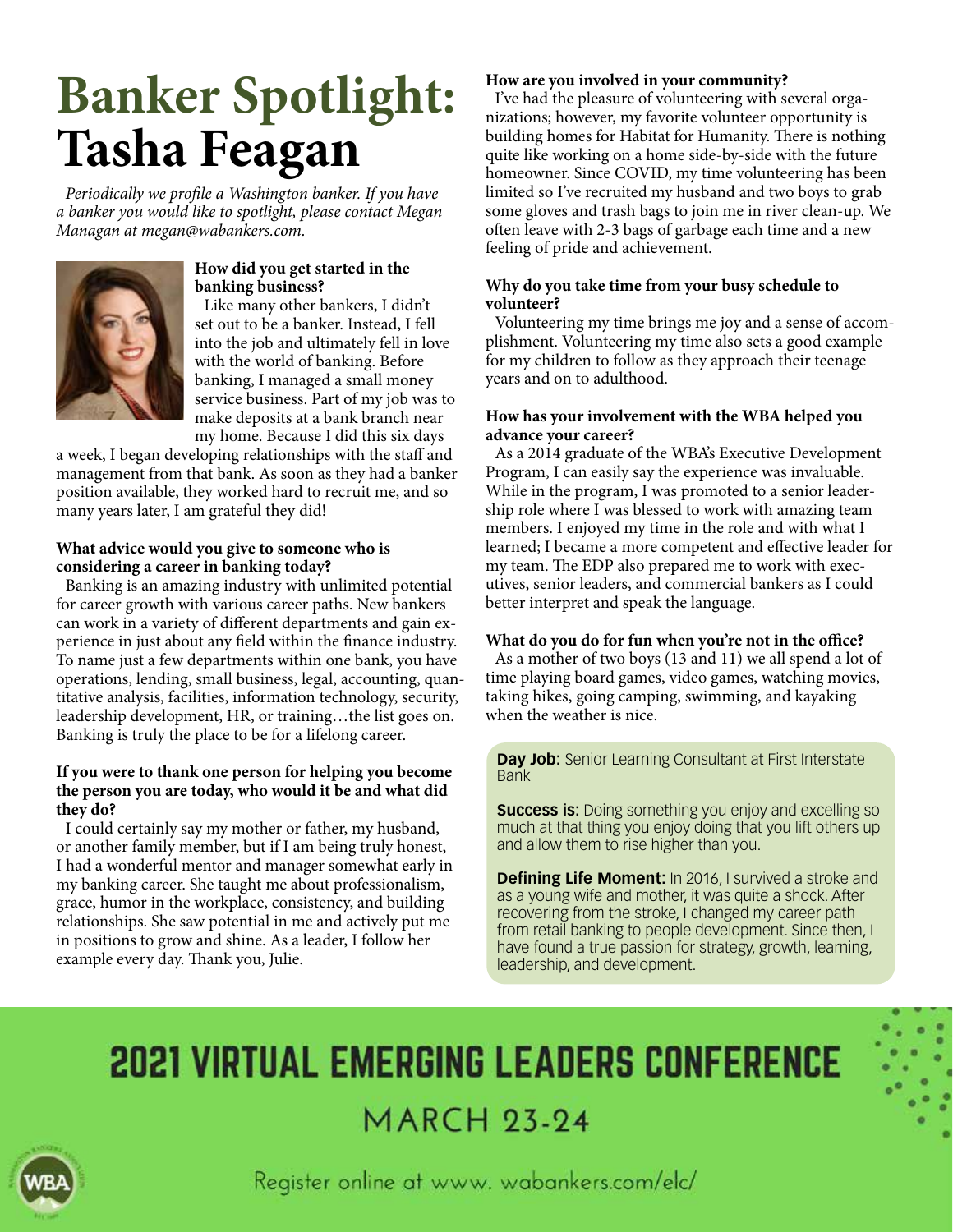# Banker Spotlight: Tasha Feagan

*Periodically we profile a Washington banker. If you have a banker you would like to spotlight, please contact Megan Managan at megan@wabankers.com.*

**How did you get started in the banking business?**

Like many other bankers, I didn't set out to be a banker. Instead, I fell into the job and ultimately fell in love with the world of banking. Before banking, I managed a small money service business. Part of my job was to make deposits at a bank branch near my home. Because I did this six days a week, I began developing relationships with the staff and management from that bank. As soon as they had a banker position available, they worked hard to recruit me, and so many years later, I am grateful they did!

**What advice would you give to someone who is considering a career in banking today?**

Banking is an amazing industry with unlimited potential for career growth with various career paths. New bankers can work in a variety of different departments and gain experience in just about any field within the finance industry. To name just a few departments within one bank, you have operations, lending, small business, legal, accounting, quantitative analysis, facilities, information technology, security, leadership development, HR, or training…the list goes on. Banking is truly the place to be for a lifelong career.

**If you were to thank one person for helping you become the person you are today, who would it be and what did they do?**

I could certainly say my mother or father, my husband, or another family member, but if I am being truly honest, I had a wonderful mentor and manager somewhat early in my banking career. She taught me about professionalism, grace, humor in the workplace, consistency, and building relationships. She saw potential in me and actively put me in positions to grow and shine. As a leader, I follow her example every day. Thank you, Julie.

**How are you involved in your community?**

I've had the pleasure of volunteering with several organizations; however, my favorite volunteer opportunity is building homes for Habitat for Humanity. There is nothing quite like working on a home side-by-side with the future homeowner. Since COVID, my time volunteering has been limited so I've recruited my husband and two boys to grab some gloves and trash bags to join me in river clean-up. We often leave with 2-3 bags of garbage each time and a new feeling of pride and achievement.

**Why do you take time from your busy schedule to volunteer?**

Volunteering my time brings me joy and a sense of accomplishment. Volunteering my time also sets a good example for my children to follow as they approach their teenage years and on to adulthood.

**How has your involvement with the WBA helped you advance your career?**

As a 2014 graduate of the WBA's Executive Development Program, I can easily say the experience was invaluable. While in the program, I was promoted to a senior leadership role where I was blessed to work with amazing team members. I enjoyed my time in the role and with what I learned; I became a more competent and effective leader for my team. The EDP also prepared me to work with executives, senior leaders, and commercial bankers as I could better interpret and speak the language.

**What do you do for fun when you're not in the office?**

As a mother of two boys (13 and 11) we all spend a lot of time playing board games, video games, watching movies, taking hikes, going camping, swimming, and kayaking when the weather is nice.

**Day Job:** Senior Learning Consultant at First Interstate Bank

**Success is:** Doing something you enjoy and excelling so much at that thing you enjoy doing that you lift others up and allow them to rise higher than you.

**Defining Life Moment:** In 2016, I survived a stroke and as a young wife and mother, it was quite a shock. After recovering from the stroke, I changed my career path from retail banking to people development. Since then, I have found a true passion for strategy, growth, learning, leadership, and development.

## 2021 VIRTUAL EMERGING LEADERS CONFERENCE

MARCH 23-24

Register online at www. wabankers.com/elc/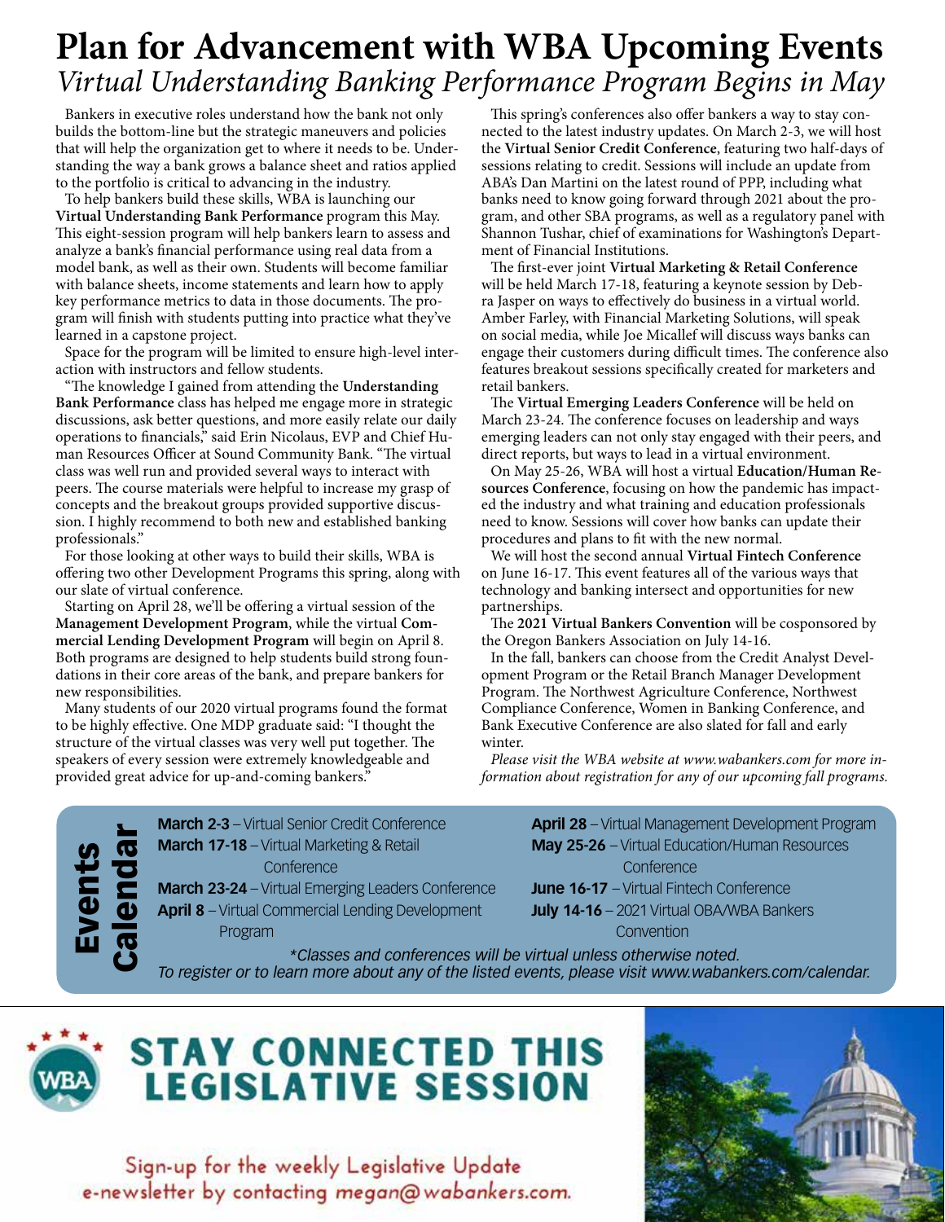# Plan for Advancement with WBA Upcoming Events

## *Virtual Understanding Banking Performance Program Begins in May*

Bankers in executive roles understand how the bank not only builds the bottom-line but the strategic maneuvers and policies that will help the organization get to where it needs to be. Understanding the way a bank grows a balance sheet and ratios applied to the portfolio is critical to advancing in the industry.

To help bankers build these skills, WBA is launching our **Virtual Understanding Bank Performance** program this May. This eight-session program will help bankers learn to assess and analyze a bank's financial performance using real data from a model bank, as well as their own. Students will become familiar with balance sheets, income statements and learn how to apply key performance metrics to data in those documents. The program will finish with students putting into practice what they've learned in a capstone project.

Space for the program will be limited to ensure high-level interaction with instructors and fellow students.

"The knowledge I gained from attending the **Understanding Bank Performance** class has helped me engage more in strategic discussions, ask better questions, and more easily relate our daily operations to financials," said Erin Nicolaus, EVP and Chief Human Resources Officer at Sound Community Bank. "The virtual class was well run and provided several ways to interact with peers. The course materials were helpful to increase my grasp of concepts and the breakout groups provided supportive discussion. I highly recommend to both new and established banking professionals."

For those looking at other ways to build their skills, WBA is offering two other Development Programs this spring, along with our slate of virtual conference.

Starting on April 28, we'll be offering a virtual session of the **Management Development Program**, while the virtual **Commercial Lending Development Program** will begin on April 8. Both programs are designed to help students build strong foundations in their core areas of the bank, and prepare bankers for new responsibilities.

Many students of our 2020 virtual programs found the format to be highly effective. One MDP graduate said: "I thought the structure of the virtual classes was very well put together. The speakers of every session were extremely knowledgeable and provided great advice for up-and-coming bankers."

This spring's conferences also offer bankers a way to stay connected to the latest industry updates. On March 2-3, we will host the **Virtual Senior Credit Conference**, featuring two half-days of sessions relating to credit. Sessions will include an update from ABA's Dan Martini on the latest round of PPP, including what banks need to know going forward through 2021 about the program, and other SBA programs, as well as a regulatory panel with Shannon Tushar, chief of examinations for Washington's Department of Financial Institutions.

The first-ever joint **Virtual Marketing & Retail Conference** will be held March 17-18, featuring a keynote session by Debra Jasper on ways to effectively do business in a virtual world. Amber Farley, with Financial Marketing Solutions, will speak on social media, while Joe Micallef will discuss ways banks can engage their customers during difficult times. The conference also features breakout sessions specifically created for marketers and retail bankers.

The **Virtual Emerging Leaders Conference** will be held on March 23-24. The conference focuses on leadership and ways emerging leaders can not only stay engaged with their peers, and direct reports, but ways to lead in a virtual environment.

On May 25-26, WBA will host a virtual **Education/Human Resources Conference**, focusing on how the pandemic has impacted the industry and what training and education professionals need to know. Sessions will cover how banks can update their procedures and plans to fit with the new normal.

We will host the second annual **Virtual Fintech Conference** on June 16-17. This event features all of the various ways that technology and banking intersect and opportunities for new partnerships.

The **2021 Virtual Bankers Convention** will be cosponsored by the Oregon Bankers Association on July 14-16.

In the fall, bankers can choose from the Credit Analyst Development Program or the Retail Branch Manager Development Program. The Northwest Agriculture Conference, Northwest Compliance Conference, Women in Banking Conference, and Bank Executive Conference are also slated for fall and early winter.

*Please visit the WBA website at www.wabankers.com for more information about registration for any of our upcoming fall programs.*

## Events Calendar

- **March 2-3** – Virtual Senior Credit Conference
- **March 17-18** – Virtual Marketing & Retail Conference
- **March 23-24** – Virtual Emerging Leaders Conference
- **April 8** – Virtual Commercial Lending Development Program
- **April 28** – Virtual Management Development Program
- **May 25-26** – Virtual Education/Human Resources Conference
- **June 16-17** – Virtual Fintech Conference
- **July 14-16** – 2021 Virtual OBA/WBA Bankers Convention

*\*Classes and conferences will be virtual unless otherwise noted.*
*To register or to learn more about any of the listed events, please visit www.wabankers.com/calendar.*

## STAY CONNECTED THIS LEGISLATIVE SESSION

Sign-up for the weekly Legislative Update e-newsletter by contacting *megan@wabankers.com*.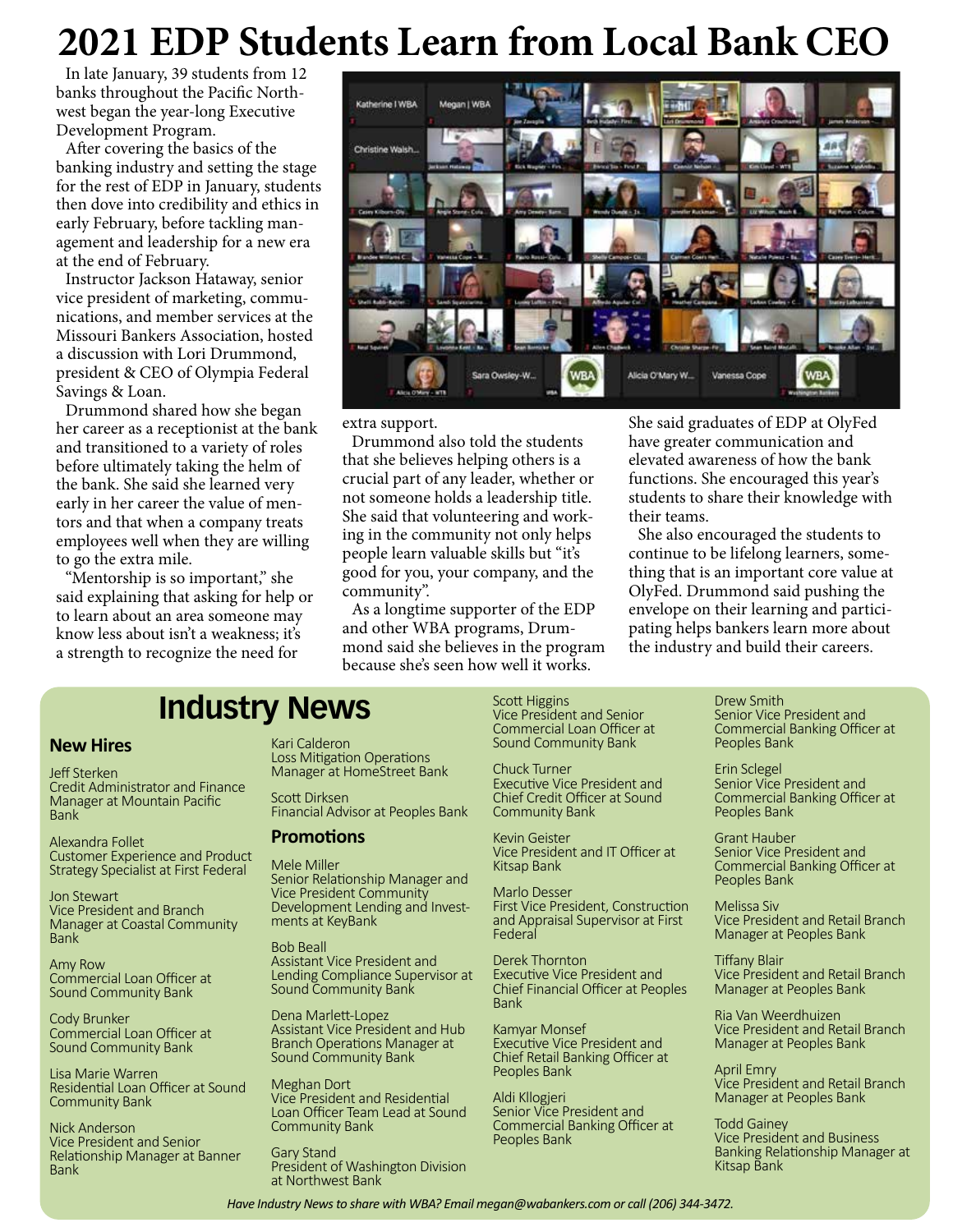# 2021 EDP Students Learn from Local Bank CEO

In late January, 39 students from 12 banks throughout the Pacific Northwest began the year-long Executive Development Program.

After covering the basics of the banking industry and setting the stage for the rest of EDP in January, students then dove into credibility and ethics in early February, before tackling management and leadership for a new era at the end of February.

Instructor Jackson Hataway, senior vice president of marketing, communications, and member services at the Missouri Bankers Association, hosted a discussion with Lori Drummond, president & CEO of Olympia Federal Savings & Loan.

Drummond shared how she began her career as a receptionist at the bank and transitioned to a variety of roles before ultimately taking the helm of the bank. She said she learned very early in her career the value of mentors and that when a company treats employees well when they are willing to go the extra mile.

"Mentorship is so important," she said explaining that asking for help or to learn about an area someone may know less about isn't a weakness; it's a strength to recognize the need for extra support.

Drummond also told the students that she believes helping others is a crucial part of any leader, whether or not someone holds a leadership title. She said that volunteering and working in the community not only helps people learn valuable skills but "it's good for you, your company, and the community".

As a longtime supporter of the EDP and other WBA programs, Drummond said she believes in the program because she's seen how well it works. She said graduates of EDP at OlyFed have greater communication and elevated awareness of how the bank functions. She encouraged this year's students to share their knowledge with their teams.

She also encouraged the students to continue to be lifelong learners, something that is an important core value at OlyFed. Drummond said pushing the envelope on their learning and participating helps bankers learn more about the industry and build their careers.

# Industry News

### New Hires

Jeff Sterken
Credit Administrator and Finance Manager at Mountain Pacific Bank

Alexandra Follet
Customer Experience and Product Strategy Specialist at First Federal

Jon Stewart
Vice President and Branch Manager at Coastal Community Bank

Amy Row
Commercial Loan Officer at Sound Community Bank

Cody Brunker
Commercial Loan Officer at Sound Community Bank

Lisa Marie Warren
Residential Loan Officer at Sound Community Bank

Nick Anderson
Vice President and Senior Relationship Manager at Banner Bank

Kari Calderon
Loss Mitigation Operations Manager at HomeStreet Bank

Scott Dirksen
Financial Advisor at Peoples Bank

### Promotions

Mele Miller
Senior Relationship Manager and Vice President Community Development Lending and Investments at KeyBank

Bob Beall
Assistant Vice President and Lending Compliance Supervisor at Sound Community Bank

Dena Marlett-Lopez
Assistant Vice President and Hub Branch Operations Manager at Sound Community Bank

Meghan Dort
Vice President and Residential Loan Officer Team Lead at Sound Community Bank

Gary Stand
President of Washington Division at Northwest Bank

Scott Higgins
Vice President and Senior Commercial Loan Officer at Sound Community Bank

Chuck Turner
Executive Vice President and Chief Credit Officer at Sound Community Bank

Kevin Geister
Vice President and IT Officer at Kitsap Bank

Marlo Desser
First Vice President, Construction and Appraisal Supervisor at First Federal

Derek Thornton
Executive Vice President and Chief Financial Officer at Peoples Bank

Kamyar Monsef
Executive Vice President and Chief Retail Banking Officer at Peoples Bank

Aldi Kllogjeri
Senior Vice President and Commercial Banking Officer at Peoples Bank

Drew Smith
Senior Vice President and Commercial Banking Officer at Peoples Bank

Erin Sclegel
Senior Vice President and Commercial Banking Officer at Peoples Bank

Grant Hauber
Senior Vice President and Commercial Banking Officer at Peoples Bank

Melissa Siv
Vice President and Retail Branch Manager at Peoples Bank

Tiffany Blair
Vice President and Retail Branch Manager at Peoples Bank

Ria Van Weerdhuizen
Vice President and Retail Branch Manager at Peoples Bank

April Emry
Vice President and Retail Branch Manager at Peoples Bank

Todd Gainey
Vice President and Business Banking Relationship Manager at Kitsap Bank

*Have Industry News to share with WBA? Email megan@wabankers.com or call (206) 344-3472.*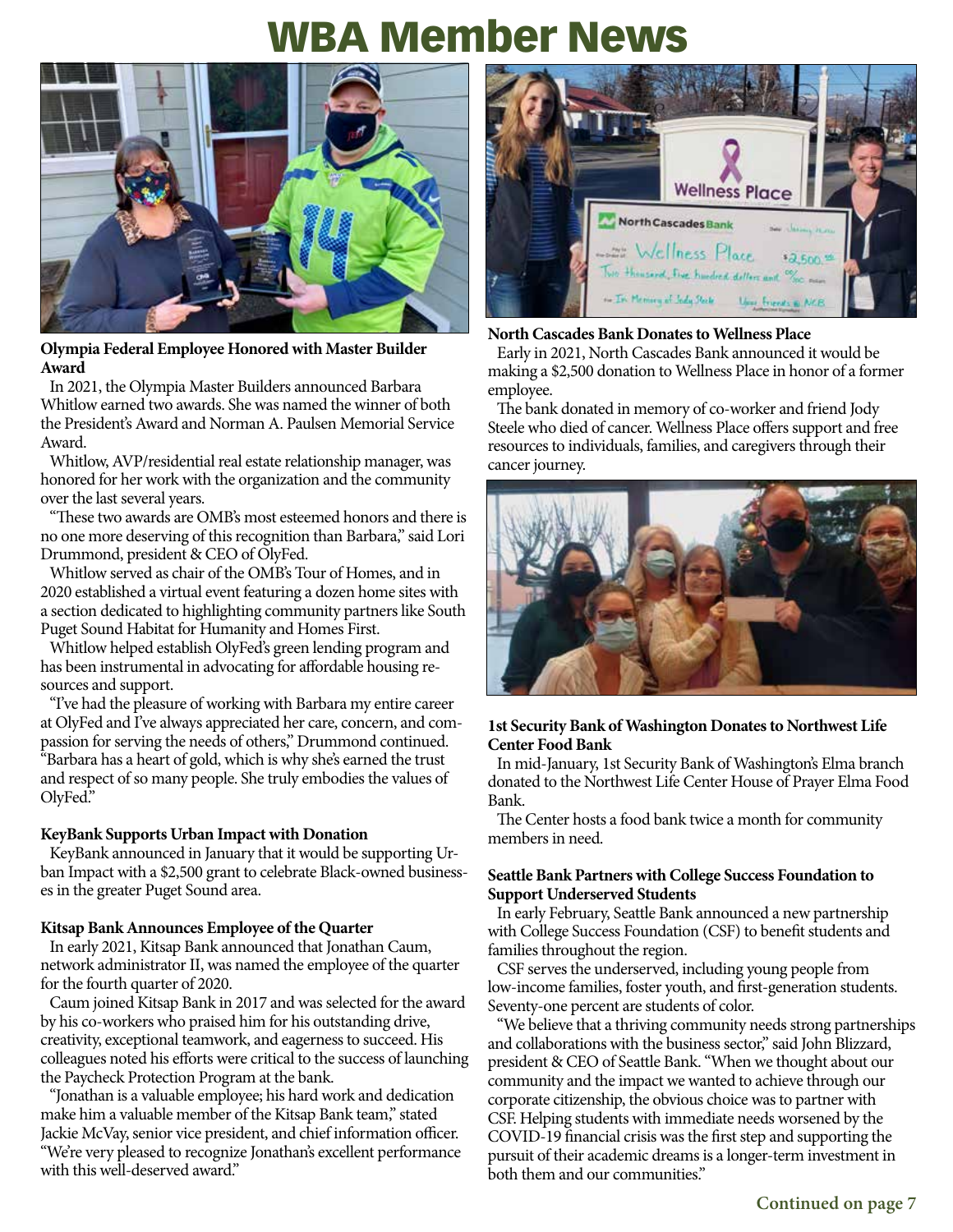# WBA Member News

**Olympia Federal Employee Honored with Master Builder Award**

In 2021, the Olympia Master Builders announced Barbara Whitlow earned two awards. She was named the winner of both the President's Award and Norman A. Paulsen Memorial Service Award.

Whitlow, AVP/residential real estate relationship manager, was honored for her work with the organization and the community over the last several years.

"These two awards are OMB's most esteemed honors and there is no one more deserving of this recognition than Barbara," said Lori Drummond, president & CEO of OlyFed.

Whitlow served as chair of the OMB's Tour of Homes, and in 2020 established a virtual event featuring a dozen home sites with a section dedicated to highlighting community partners like South Puget Sound Habitat for Humanity and Homes First.

Whitlow helped establish OlyFed's green lending program and has been instrumental in advocating for affordable housing resources and support.

"I've had the pleasure of working with Barbara my entire career at OlyFed and I've always appreciated her care, concern, and compassion for serving the needs of others," Drummond continued. "Barbara has a heart of gold, which is why she's earned the trust and respect of so many people. She truly embodies the values of OlyFed."

**KeyBank Supports Urban Impact with Donation**

KeyBank announced in January that it would be supporting Urban Impact with a $2,500 grant to celebrate Black-owned businesses in the greater Puget Sound area.

**Kitsap Bank Announces Employee of the Quarter**

In early 2021, Kitsap Bank announced that Jonathan Caum, network administrator II, was named the employee of the quarter for the fourth quarter of 2020.

Caum joined Kitsap Bank in 2017 and was selected for the award by his co-workers who praised him for his outstanding drive, creativity, exceptional teamwork, and eagerness to succeed. His colleagues noted his efforts were critical to the success of launching the Paycheck Protection Program at the bank.

"Jonathan is a valuable employee; his hard work and dedication make him a valuable member of the Kitsap Bank team," stated Jackie McVay, senior vice president, and chief information officer. "We're very pleased to recognize Jonathan's excellent performance with this well-deserved award."

**North Cascades Bank Donates to Wellness Place**

Early in 2021, North Cascades Bank announced it would be making a $2,500 donation to Wellness Place in honor of a former employee.

The bank donated in memory of co-worker and friend Jody Steele who died of cancer. Wellness Place offers support and free resources to individuals, families, and caregivers through their cancer journey.

**1st Security Bank of Washington Donates to Northwest Life Center Food Bank**

In mid-January, 1st Security Bank of Washington's Elma branch donated to the Northwest Life Center House of Prayer Elma Food Bank.

The Center hosts a food bank twice a month for community members in need.

**Seattle Bank Partners with College Success Foundation to Support Underserved Students**

In early February, Seattle Bank announced a new partnership with College Success Foundation (CSF) to benefit students and families throughout the region.

CSF serves the underserved, including young people from low-income families, foster youth, and first-generation students. Seventy-one percent are students of color.

"We believe that a thriving community needs strong partnerships and collaborations with the business sector," said John Blizzard, president & CEO of Seattle Bank. "When we thought about our community and the impact we wanted to achieve through our corporate citizenship, the obvious choice was to partner with CSF. Helping students with immediate needs worsened by the COVID-19 financial crisis was the first step and supporting the pursuit of their academic dreams is a longer-term investment in both them and our communities."

**Continued on page 7**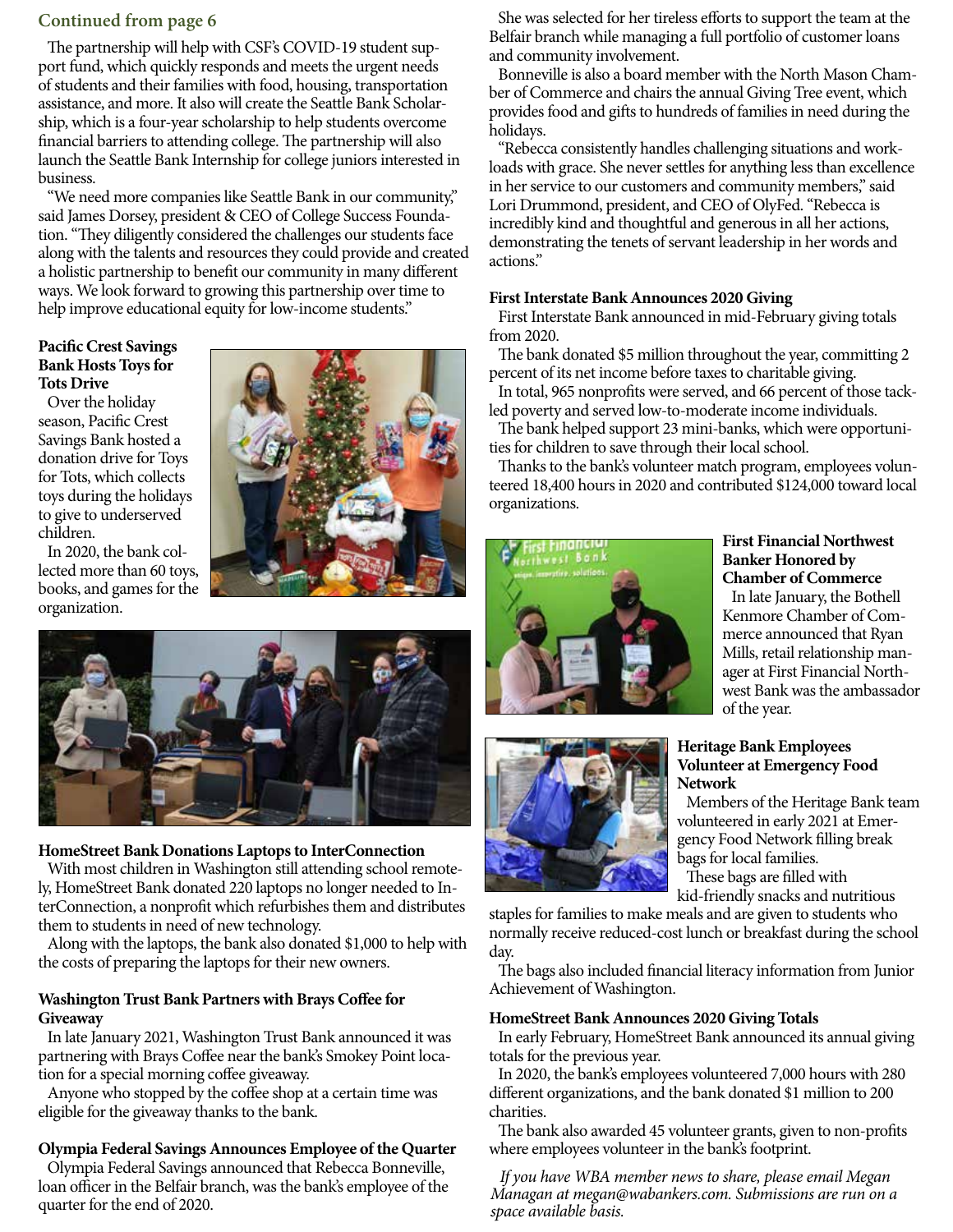**Continued from page 6**

The partnership will help with CSF's COVID-19 student support fund, which quickly responds and meets the urgent needs of students and their families with food, housing, transportation assistance, and more. It also will create the Seattle Bank Scholarship, which is a four-year scholarship to help students overcome financial barriers to attending college. The partnership will also launch the Seattle Bank Internship for college juniors interested in business.

"We need more companies like Seattle Bank in our community," said James Dorsey, president & CEO of College Success Foundation. "They diligently considered the challenges our students face along with the talents and resources they could provide and created a holistic partnership to benefit our community in many different ways. We look forward to growing this partnership over time to help improve educational equity for low-income students."

### Pacific Crest Savings Bank Hosts Toys for Tots Drive

Over the holiday season, Pacific Crest Savings Bank hosted a donation drive for Toys for Tots, which collects toys during the holidays to give to underserved children.

In 2020, the bank collected more than 60 toys, books, and games for the organization.

### HomeStreet Bank Donations Laptops to InterConnection

With most children in Washington still attending school remotely, HomeStreet Bank donated 220 laptops no longer needed to InterConnection, a nonprofit which refurbishes them and distributes them to students in need of new technology.

Along with the laptops, the bank also donated $1,000 to help with the costs of preparing the laptops for their new owners.

### Washington Trust Bank Partners with Brays Coffee for Giveaway

In late January 2021, Washington Trust Bank announced it was partnering with Brays Coffee near the bank's Smokey Point location for a special morning coffee giveaway.

Anyone who stopped by the coffee shop at a certain time was eligible for the giveaway thanks to the bank.

### Olympia Federal Savings Announces Employee of the Quarter

Olympia Federal Savings announced that Rebecca Bonneville, loan officer in the Belfair branch, was the bank's employee of the quarter for the end of 2020.

She was selected for her tireless efforts to support the team at the Belfair branch while managing a full portfolio of customer loans and community involvement.

Bonneville is also a board member with the North Mason Chamber of Commerce and chairs the annual Giving Tree event, which provides food and gifts to hundreds of families in need during the holidays.

"Rebecca consistently handles challenging situations and workloads with grace. She never settles for anything less than excellence in her service to our customers and community members," said Lori Drummond, president, and CEO of OlyFed. "Rebecca is incredibly kind and thoughtful and generous in all her actions, demonstrating the tenets of servant leadership in her words and actions."

### First Interstate Bank Announces 2020 Giving

First Interstate Bank announced in mid-February giving totals from 2020.

The bank donated $5 million throughout the year, committing 2 percent of its net income before taxes to charitable giving.

In total, 965 nonprofits were served, and 66 percent of those tackled poverty and served low-to-moderate income individuals.

The bank helped support 23 mini-banks, which were opportunities for children to save through their local school.

Thanks to the bank's volunteer match program, employees volunteered 18,400 hours in 2020 and contributed $124,000 toward local organizations.

### First Financial Northwest Banker Honored by Chamber of Commerce

In late January, the Bothell Kenmore Chamber of Commerce announced that Ryan Mills, retail relationship manager at First Financial Northwest Bank was the ambassador of the year.

### Heritage Bank Employees Volunteer at Emergency Food Network

Members of the Heritage Bank team volunteered in early 2021 at Emergency Food Network filling break bags for local families.

These bags are filled with kid-friendly snacks and nutritious staples for families to make meals and are given to students who normally receive reduced-cost lunch or breakfast during the school day.

The bags also included financial literacy information from Junior Achievement of Washington.

### HomeStreet Bank Announces 2020 Giving Totals

In early February, HomeStreet Bank announced its annual giving totals for the previous year.

In 2020, the bank's employees volunteered 7,000 hours with 280 different organizations, and the bank donated $1 million to 200 charities.

The bank also awarded 45 volunteer grants, given to non-profits where employees volunteer in the bank's footprint.

*If you have WBA member news to share, please email Megan Managan at megan@wabankers.com. Submissions are run on a space available basis.*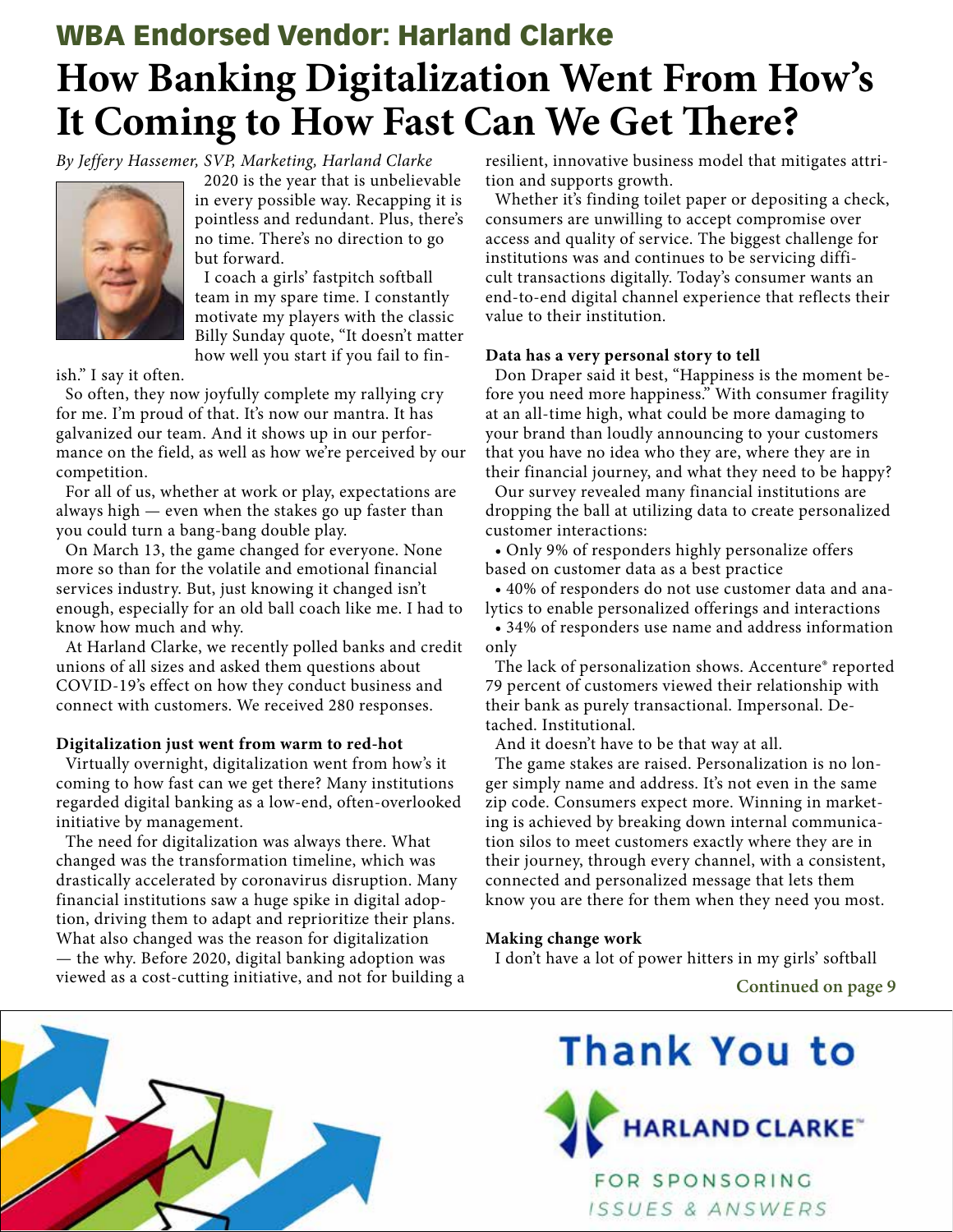## WBA Endorsed Vendor: Harland Clarke

# How Banking Digitalization Went From How's It Coming to How Fast Can We Get There?

*By Jeffery Hassemer, SVP, Marketing, Harland Clarke*

2020 is the year that is unbelievable in every possible way. Recapping it is pointless and redundant. Plus, there's no time. There's no direction to go but forward.

I coach a girls' fastpitch softball team in my spare time. I constantly motivate my players with the classic Billy Sunday quote, "It doesn't matter how well you start if you fail to finish." I say it often.

So often, they now joyfully complete my rallying cry for me. I'm proud of that. It's now our mantra. It has galvanized our team. And it shows up in our performance on the field, as well as how we're perceived by our competition.

For all of us, whether at work or play, expectations are always high — even when the stakes go up faster than you could turn a bang-bang double play.

On March 13, the game changed for everyone. None more so than for the volatile and emotional financial services industry. But, just knowing it changed isn't enough, especially for an old ball coach like me. I had to know how much and why.

At Harland Clarke, we recently polled banks and credit unions of all sizes and asked them questions about COVID-19's effect on how they conduct business and connect with customers. We received 280 responses.

**Digitalization just went from warm to red-hot**

Virtually overnight, digitalization went from how's it coming to how fast can we get there? Many institutions regarded digital banking as a low-end, often-overlooked initiative by management.

The need for digitalization was always there. What changed was the transformation timeline, which was drastically accelerated by coronavirus disruption. Many financial institutions saw a huge spike in digital adoption, driving them to adapt and reprioritize their plans. What also changed was the reason for digitalization — the why. Before 2020, digital banking adoption was viewed as a cost-cutting initiative, and not for building a resilient, innovative business model that mitigates attrition and supports growth.

Whether it's finding toilet paper or depositing a check, consumers are unwilling to accept compromise over access and quality of service. The biggest challenge for institutions was and continues to be servicing difficult transactions digitally. Today's consumer wants an end-to-end digital channel experience that reflects their value to their institution.

**Data has a very personal story to tell**

Don Draper said it best, "Happiness is the moment before you need more happiness." With consumer fragility at an all-time high, what could be more damaging to your brand than loudly announcing to your customers that you have no idea who they are, where they are in their financial journey, and what they need to be happy?

Our survey revealed many financial institutions are dropping the ball at utilizing data to create personalized customer interactions:

- Only 9% of responders highly personalize offers based on customer data as a best practice
- 40% of responders do not use customer data and analytics to enable personalized offerings and interactions
- 34% of responders use name and address information only

The lack of personalization shows. Accenture® reported 79 percent of customers viewed their relationship with their bank as purely transactional. Impersonal. Detached. Institutional.

And it doesn't have to be that way at all.

The game stakes are raised. Personalization is no longer simply name and address. It's not even in the same zip code. Consumers expect more. Winning in marketing is achieved by breaking down internal communication silos to meet customers exactly where they are in their journey, through every channel, with a consistent, connected and personalized message that lets them know you are there for them when they need you most.

**Making change work**

I don't have a lot of power hitters in my girls' softball

**Continued on page 9**

Thank You to HARLAND CLARKE™ FOR SPONSORING ISSUES & ANSWERS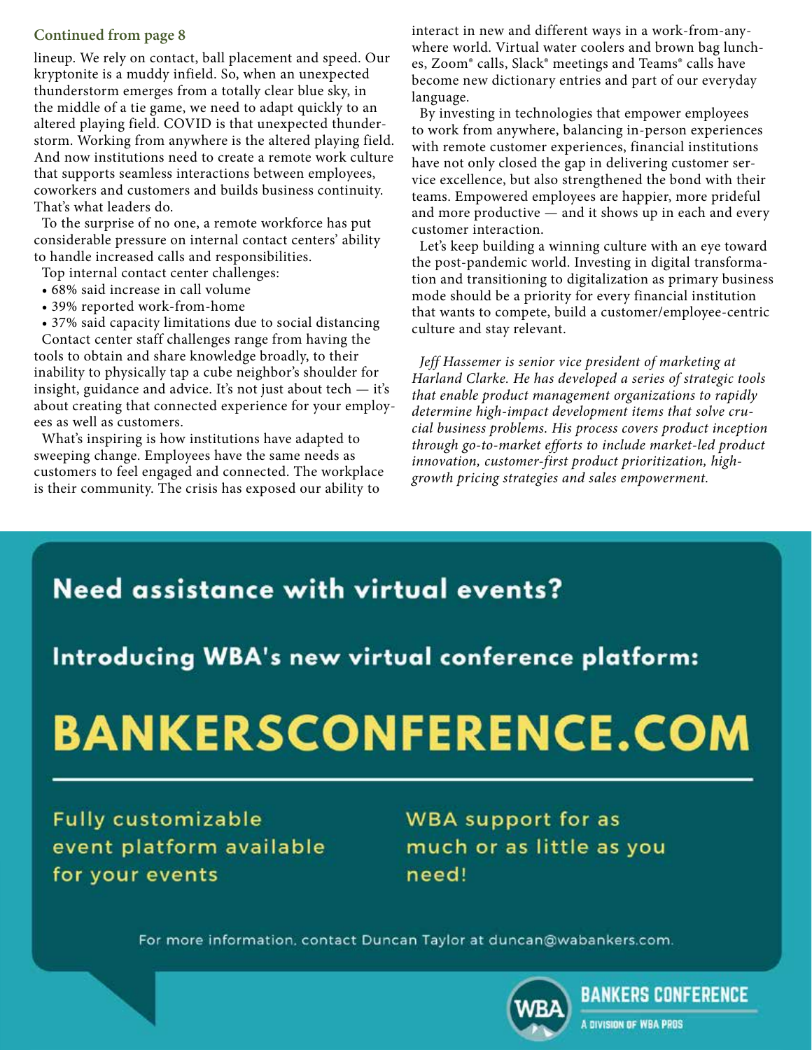**Continued from page 8**

lineup. We rely on contact, ball placement and speed. Our kryptonite is a muddy infield. So, when an unexpected thunderstorm emerges from a totally clear blue sky, in the middle of a tie game, we need to adapt quickly to an altered playing field. COVID is that unexpected thunderstorm. Working from anywhere is the altered playing field. And now institutions need to create a remote work culture that supports seamless interactions between employees, coworkers and customers and builds business continuity. That's what leaders do.

To the surprise of no one, a remote workforce has put considerable pressure on internal contact centers' ability to handle increased calls and responsibilities.

Top internal contact center challenges:

- 68% said increase in call volume
- 39% reported work-from-home
- 37% said capacity limitations due to social distancing

Contact center staff challenges range from having the tools to obtain and share knowledge broadly, to their inability to physically tap a cube neighbor's shoulder for insight, guidance and advice. It's not just about tech — it's about creating that connected experience for your employees as well as customers.

What's inspiring is how institutions have adapted to sweeping change. Employees have the same needs as customers to feel engaged and connected. The workplace is their community. The crisis has exposed our ability to interact in new and different ways in a work-from-anywhere world. Virtual water coolers and brown bag lunches, Zoom® calls, Slack® meetings and Teams® calls have become new dictionary entries and part of our everyday language.

By investing in technologies that empower employees to work from anywhere, balancing in-person experiences with remote customer experiences, financial institutions have not only closed the gap in delivering customer service excellence, but also strengthened the bond with their teams. Empowered employees are happier, more prideful and more productive — and it shows up in each and every customer interaction.

Let's keep building a winning culture with an eye toward the post-pandemic world. Investing in digital transformation and transitioning to digitalization as primary business mode should be a priority for every financial institution that wants to compete, build a customer/employee-centric culture and stay relevant.

*Jeff Hassemer is senior vice president of marketing at Harland Clarke. He has developed a series of strategic tools that enable product management organizations to rapidly determine high-impact development items that solve crucial business problems. His process covers product inception through go-to-market efforts to include market-led product innovation, customer-first product prioritization, high-growth pricing strategies and sales empowerment.*

## Need assistance with virtual events?

## Introducing WBA's new virtual conference platform:

# BANKERSCONFERENCE.COM

Fully customizable event platform available for your events

WBA support for as much or as little as you need!

For more information, contact Duncan Taylor at duncan@wabankers.com.

BANKERS CONFERENCE
A DIVISION OF WBA PROS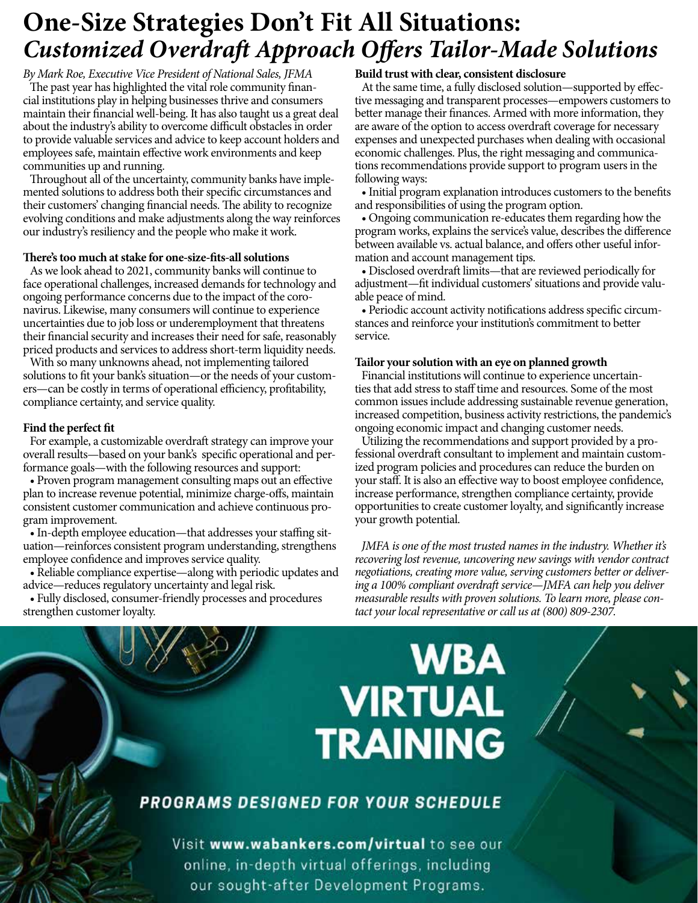# One-Size Strategies Don't Fit All Situations: *Customized Overdraft Approach Offers Tailor-Made Solutions*

*By Mark Roe, Executive Vice President of National Sales, JFMA*

The past year has highlighted the vital role community financial institutions play in helping businesses thrive and consumers maintain their financial well-being. It has also taught us a great deal about the industry's ability to overcome difficult obstacles in order to provide valuable services and advice to keep account holders and employees safe, maintain effective work environments and keep communities up and running.

Throughout all of the uncertainty, community banks have implemented solutions to address both their specific circumstances and their customers' changing financial needs. The ability to recognize evolving conditions and make adjustments along the way reinforces our industry's resiliency and the people who make it work.

**There's too much at stake for one-size-fits-all solutions**

As we look ahead to 2021, community banks will continue to face operational challenges, increased demands for technology and ongoing performance concerns due to the impact of the coronavirus. Likewise, many consumers will continue to experience uncertainties due to job loss or underemployment that threatens their financial security and increases their need for safe, reasonably priced products and services to address short-term liquidity needs.

With so many unknowns ahead, not implementing tailored solutions to fit your bank's situation—or the needs of your customers—can be costly in terms of operational efficiency, profitability, compliance certainty, and service quality.

**Find the perfect fit**

For example, a customizable overdraft strategy can improve your overall results—based on your bank's specific operational and performance goals—with the following resources and support:

- Proven program management consulting maps out an effective plan to increase revenue potential, minimize charge-offs, maintain consistent customer communication and achieve continuous program improvement.
- In-depth employee education—that addresses your staffing situation—reinforces consistent program understanding, strengthens employee confidence and improves service quality.
- Reliable compliance expertise—along with periodic updates and advice—reduces regulatory uncertainty and legal risk.
- Fully disclosed, consumer-friendly processes and procedures strengthen customer loyalty.

**Build trust with clear, consistent disclosure**

At the same time, a fully disclosed solution—supported by effective messaging and transparent processes—empowers customers to better manage their finances. Armed with more information, they are aware of the option to access overdraft coverage for necessary expenses and unexpected purchases when dealing with occasional economic challenges. Plus, the right messaging and communications recommendations provide support to program users in the following ways:

- Initial program explanation introduces customers to the benefits and responsibilities of using the program option.
- Ongoing communication re-educates them regarding how the program works, explains the service's value, describes the difference between available vs. actual balance, and offers other useful information and account management tips.
- Disclosed overdraft limits—that are reviewed periodically for adjustment—fit individual customers' situations and provide valuable peace of mind.
- Periodic account activity notifications address specific circumstances and reinforce your institution's commitment to better service.

**Tailor your solution with an eye on planned growth**

Financial institutions will continue to experience uncertainties that add stress to staff time and resources. Some of the most common issues include addressing sustainable revenue generation, increased competition, business activity restrictions, the pandemic's ongoing economic impact and changing customer needs.

Utilizing the recommendations and support provided by a professional overdraft consultant to implement and maintain customized program policies and procedures can reduce the burden on your staff. It is also an effective way to boost employee confidence, increase performance, strengthen compliance certainty, provide opportunities to create customer loyalty, and significantly increase your growth potential.

*JMFA is one of the most trusted names in the industry. Whether it's recovering lost revenue, uncovering new savings with vendor contract negotiations, creating more value, serving customers better or delivering a 100% compliant overdraft service—JMFA can help you deliver measurable results with proven solutions. To learn more, please contact your local representative or call us at (800) 809-2307.*

**WBA VIRTUAL TRAINING**

**PROGRAMS DESIGNED FOR YOUR SCHEDULE**

Visit **www.wabankers.com/virtual** to see our online, in-depth virtual offerings, including our sought-after Development Programs.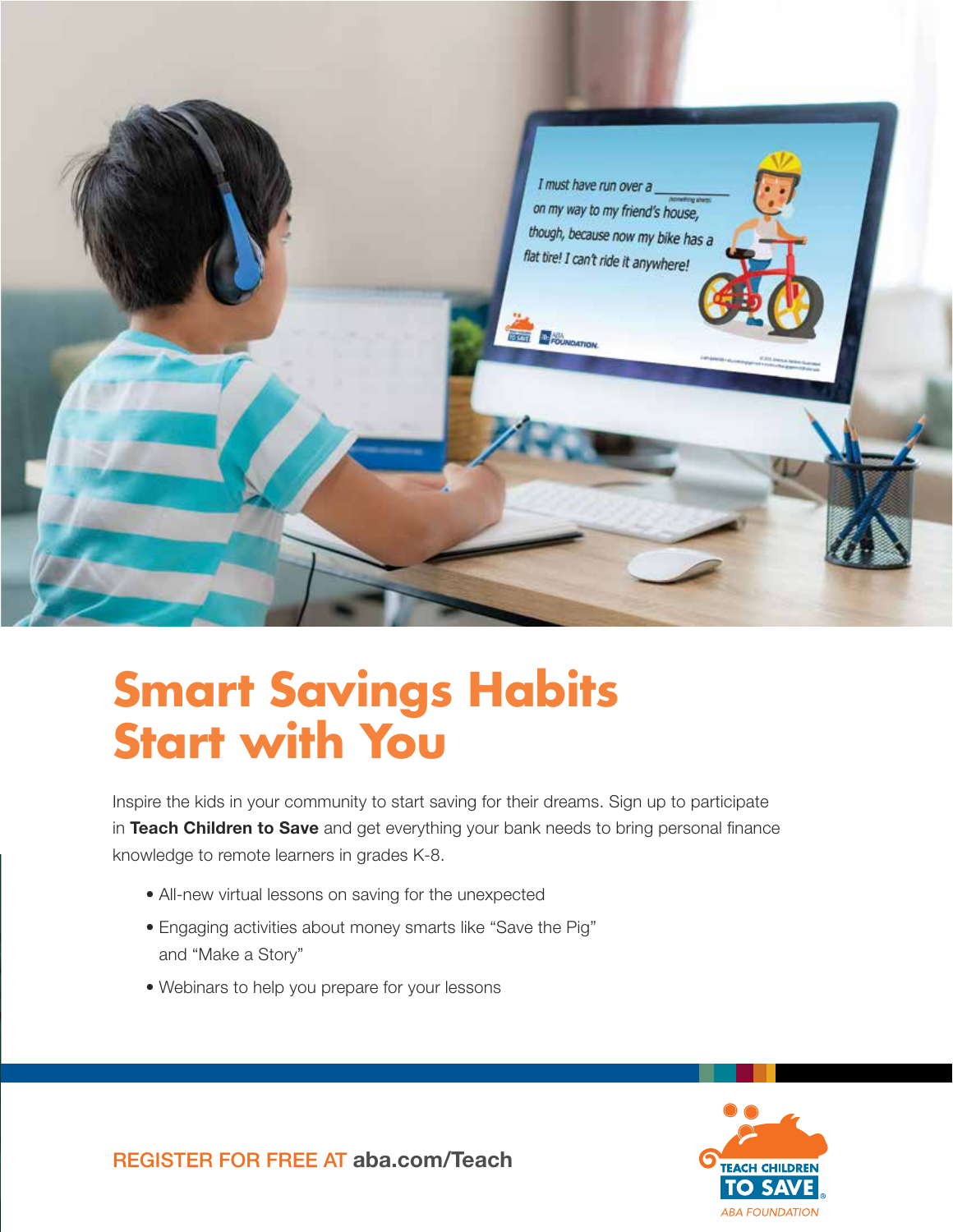# Smart Savings Habits Start with You

Inspire the kids in your community to start saving for their dreams. Sign up to participate in **Teach Children to Save** and get everything your bank needs to bring personal finance knowledge to remote learners in grades K-8.

- All-new virtual lessons on saving for the unexpected
- Engaging activities about money smarts like "Save the Pig" and "Make a Story"
- Webinars to help you prepare for your lessons

REGISTER FOR FREE AT **aba.com/Teach**

TEACH CHILDREN TO SAVE
ABA FOUNDATION